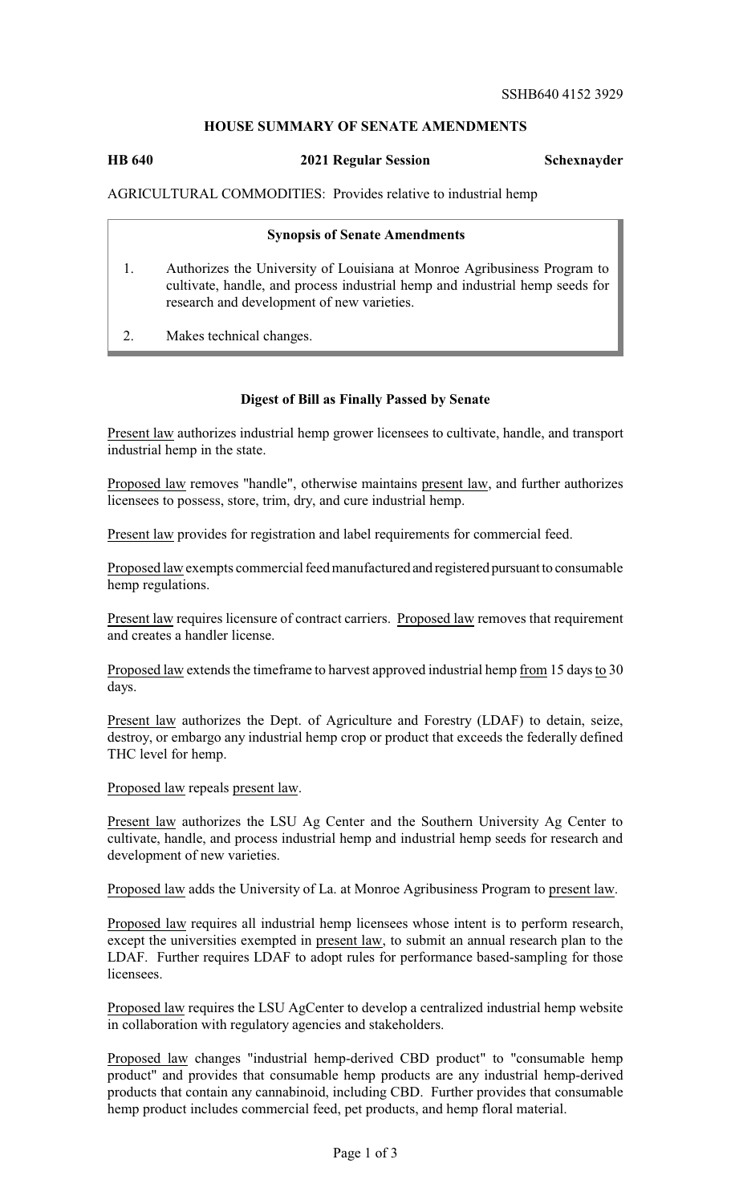SSHB640 4152 3929

# HOUSE SUMMARY OF SENATE AMENDMENTS

**HB 640** **2021 Regular Session** **Schexnayder**

AGRICULTURAL COMMODITIES: Provides relative to industrial hemp

**Synopsis of Senate Amendments**

1. Authorizes the University of Louisiana at Monroe Agribusiness Program to cultivate, handle, and process industrial hemp and industrial hemp seeds for research and development of new varieties.
2. Makes technical changes.

**Digest of Bill as Finally Passed by Senate**

Present law authorizes industrial hemp grower licensees to cultivate, handle, and transport industrial hemp in the state.

Proposed law removes "handle", otherwise maintains present law, and further authorizes licensees to possess, store, trim, dry, and cure industrial hemp.

Present law provides for registration and label requirements for commercial feed.

Proposed law exempts commercial feed manufactured and registered pursuant to consumable hemp regulations.

Present law requires licensure of contract carriers. Proposed law removes that requirement and creates a handler license.

Proposed law extends the timeframe to harvest approved industrial hemp from 15 days to 30 days.

Present law authorizes the Dept. of Agriculture and Forestry (LDAF) to detain, seize, destroy, or embargo any industrial hemp crop or product that exceeds the federally defined THC level for hemp.

Proposed law repeals present law.

Present law authorizes the LSU Ag Center and the Southern University Ag Center to cultivate, handle, and process industrial hemp and industrial hemp seeds for research and development of new varieties.

Proposed law adds the University of La. at Monroe Agribusiness Program to present law.

Proposed law requires all industrial hemp licensees whose intent is to perform research, except the universities exempted in present law, to submit an annual research plan to the LDAF. Further requires LDAF to adopt rules for performance based-sampling for those licensees.

Proposed law requires the LSU AgCenter to develop a centralized industrial hemp website in collaboration with regulatory agencies and stakeholders.

Proposed law changes "industrial hemp-derived CBD product" to "consumable hemp product" and provides that consumable hemp products are any industrial hemp-derived products that contain any cannabinoid, including CBD. Further provides that consumable hemp product includes commercial feed, pet products, and hemp floral material.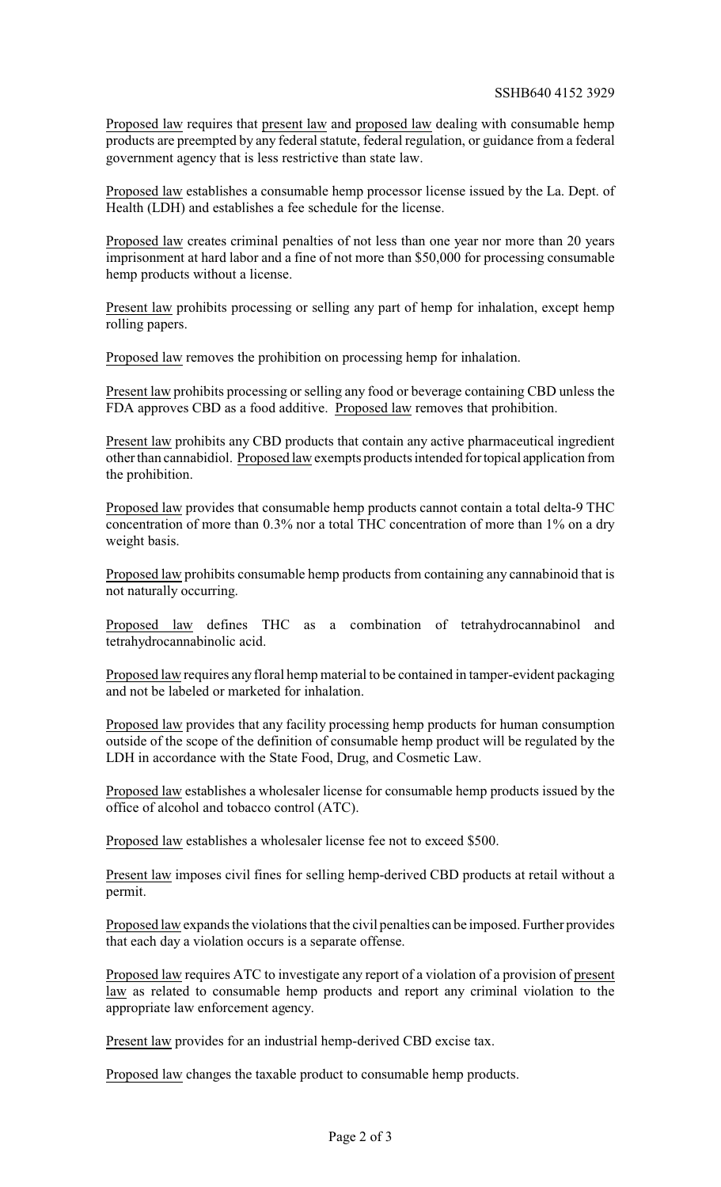Proposed law requires that present law and proposed law dealing with consumable hemp products are preempted by any federal statute, federal regulation, or guidance from a federal government agency that is less restrictive than state law.

Proposed law establishes a consumable hemp processor license issued by the La. Dept. of Health (LDH) and establishes a fee schedule for the license.

Proposed law creates criminal penalties of not less than one year nor more than 20 years imprisonment at hard labor and a fine of not more than $50,000 for processing consumable hemp products without a license.

Present law prohibits processing or selling any part of hemp for inhalation, except hemp rolling papers.

Proposed law removes the prohibition on processing hemp for inhalation.

Present law prohibits processing or selling any food or beverage containing CBD unless the FDA approves CBD as a food additive. Proposed law removes that prohibition.

Present law prohibits any CBD products that contain any active pharmaceutical ingredient other than cannabidiol. Proposed law exempts products intended for topical application from the prohibition.

Proposed law provides that consumable hemp products cannot contain a total delta-9 THC concentration of more than 0.3% nor a total THC concentration of more than 1% on a dry weight basis.

Proposed law prohibits consumable hemp products from containing any cannabinoid that is not naturally occurring.

Proposed law defines THC as a combination of tetrahydrocannabinol and tetrahydrocannabinolic acid.

Proposed law requires any floral hemp material to be contained in tamper-evident packaging and not be labeled or marketed for inhalation.

Proposed law provides that any facility processing hemp products for human consumption outside of the scope of the definition of consumable hemp product will be regulated by the LDH in accordance with the State Food, Drug, and Cosmetic Law.

Proposed law establishes a wholesaler license for consumable hemp products issued by the office of alcohol and tobacco control (ATC).

Proposed law establishes a wholesaler license fee not to exceed $500.

Present law imposes civil fines for selling hemp-derived CBD products at retail without a permit.

Proposed law expands the violations that the civil penalties can be imposed. Further provides that each day a violation occurs is a separate offense.

Proposed law requires ATC to investigate any report of a violation of a provision of present law as related to consumable hemp products and report any criminal violation to the appropriate law enforcement agency.

Present law provides for an industrial hemp-derived CBD excise tax.

Proposed law changes the taxable product to consumable hemp products.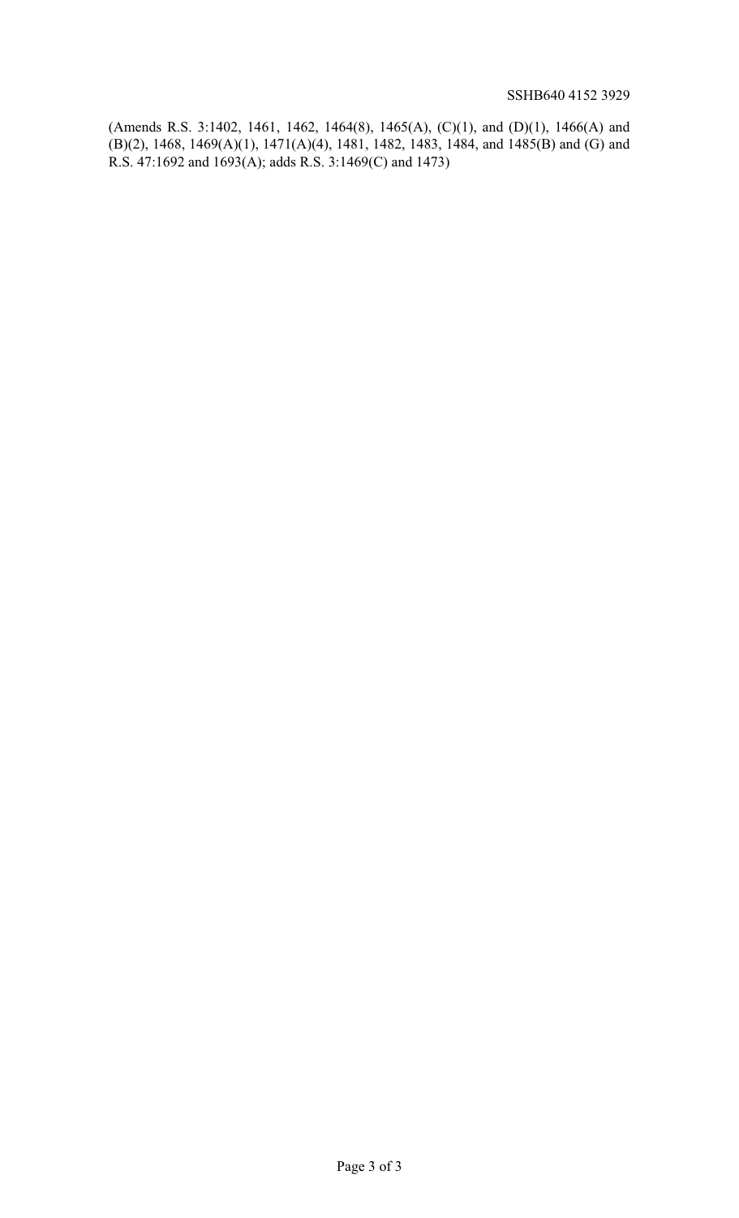(Amends R.S. 3:1402, 1461, 1462, 1464(8), 1465(A), (C)(1), and (D)(1), 1466(A) and (B)(2), 1468, 1469(A)(1), 1471(A)(4), 1481, 1482, 1483, 1484, and 1485(B) and (G) and R.S. 47:1692 and 1693(A); adds R.S. 3:1469(C) and 1473)